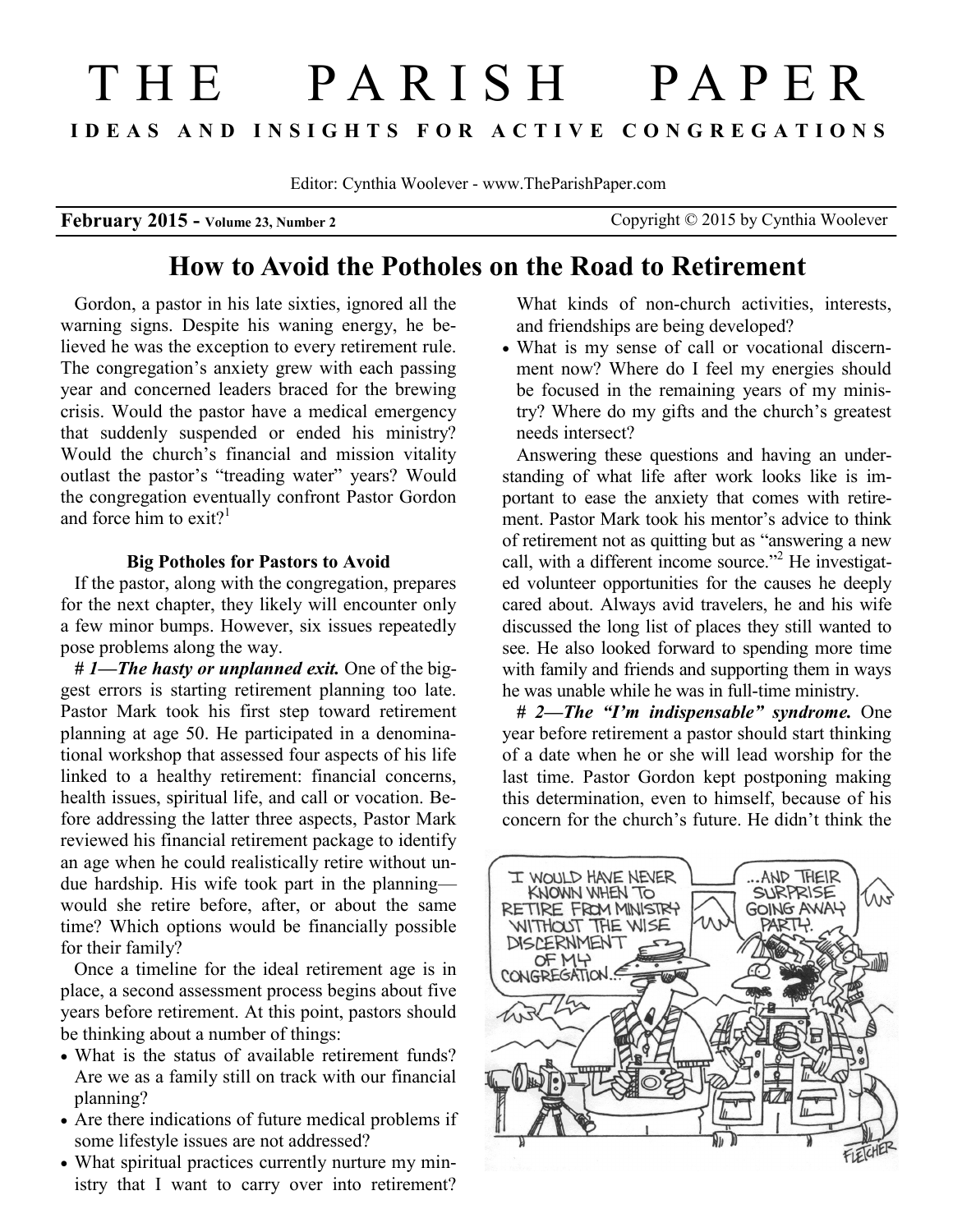# THE PARISH PAPER

**IDEAS AND INSIGHTS FOR ACTIVE CONGREGATIONS**

Editor: Cynthia Woolever - www.TheParishPaper.com

**February 2015 - Volume 23, Number 2** Copyright © 2015 by Cynthia Woolever

## How to Avoid the Potholes on the Road to Retirement

Gordon, a pastor in his late sixties, ignored all the warning signs. Despite his waning energy, he believed he was the exception to every retirement rule. The congregation's anxiety grew with each passing year and concerned leaders braced for the brewing crisis. Would the pastor have a medical emergency that suddenly suspended or ended his ministry? Would the church's financial and mission vitality outlast the pastor's "treading water" years? Would the congregation eventually confront Pastor Gordon and force him to exit?[1]

### Big Potholes for Pastors to Avoid

If the pastor, along with the congregation, prepares for the next chapter, they likely will encounter only a few minor bumps. However, six issues repeatedly pose problems along the way.

***# 1—The hasty or unplanned exit.*** One of the biggest errors is starting retirement planning too late. Pastor Mark took his first step toward retirement planning at age 50. He participated in a denominational workshop that assessed four aspects of his life linked to a healthy retirement: financial concerns, health issues, spiritual life, and call or vocation. Before addressing the latter three aspects, Pastor Mark reviewed his financial retirement package to identify an age when he could realistically retire without undue hardship. His wife took part in the planning—would she retire before, after, or about the same time? Which options would be financially possible for their family?

Once a timeline for the ideal retirement age is in place, a second assessment process begins about five years before retirement. At this point, pastors should be thinking about a number of things:

- What is the status of available retirement funds? Are we as a family still on track with our financial planning?
- Are there indications of future medical problems if some lifestyle issues are not addressed?
- What spiritual practices currently nurture my ministry that I want to carry over into retirement? What kinds of non-church activities, interests, and friendships are being developed?
- What is my sense of call or vocational discernment now? Where do I feel my energies should be focused in the remaining years of my ministry? Where do my gifts and the church's greatest needs intersect?

Answering these questions and having an understanding of what life after work looks like is important to ease the anxiety that comes with retirement. Pastor Mark took his mentor's advice to think of retirement not as quitting but as "answering a new call, with a different income source."[2] He investigated volunteer opportunities for the causes he deeply cared about. Always avid travelers, he and his wife discussed the long list of places they still wanted to see. He also looked forward to spending more time with family and friends and supporting them in ways he was unable while he was in full-time ministry.

***# 2—The "I'm indispensable" syndrome.*** One year before retirement a pastor should start thinking of a date when he or she will lead worship for the last time. Pastor Gordon kept postponing making this determination, even to himself, because of his concern for the church's future. He didn't think the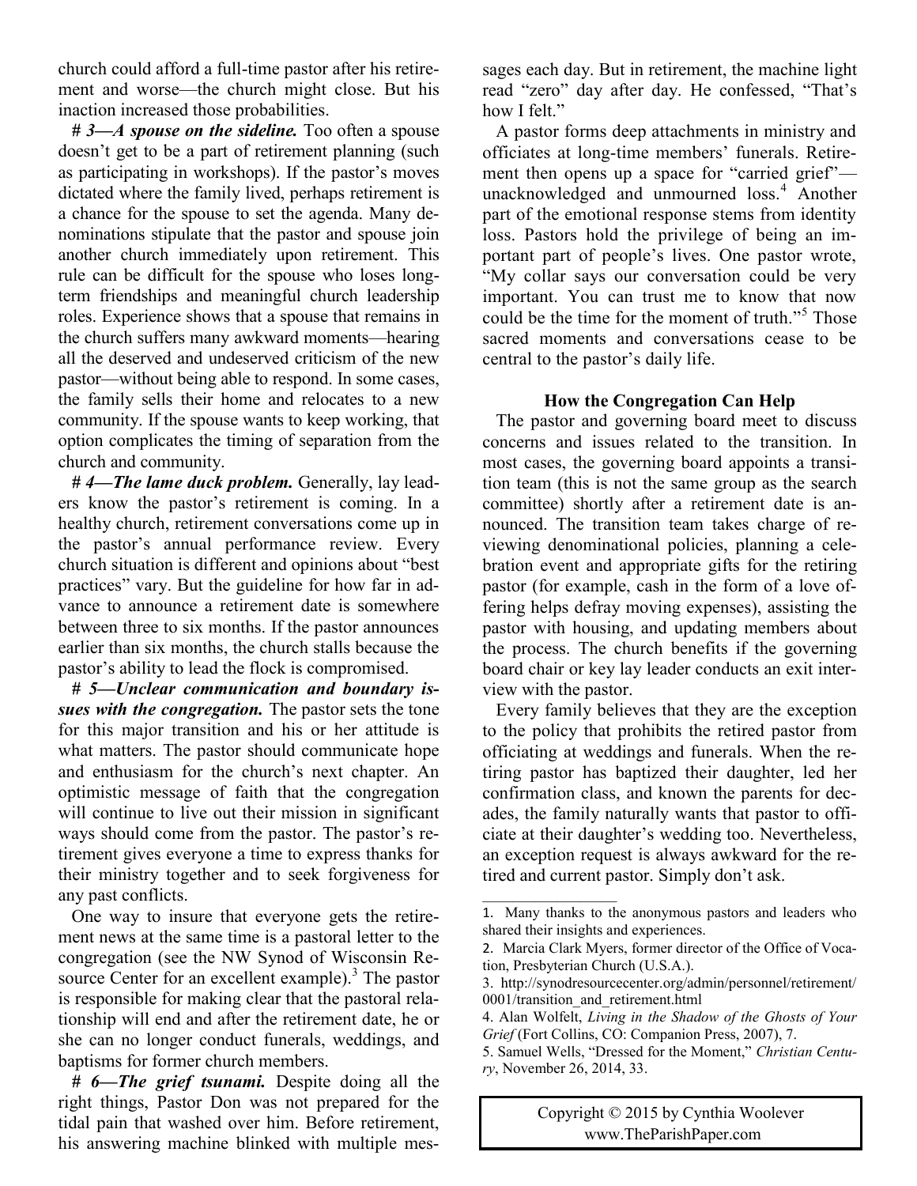church could afford a full-time pastor after his retirement and worse—the church might close. But his inaction increased those probabilities.

***# 3—A spouse on the sideline.*** Too often a spouse doesn't get to be a part of retirement planning (such as participating in workshops). If the pastor's moves dictated where the family lived, perhaps retirement is a chance for the spouse to set the agenda. Many denominations stipulate that the pastor and spouse join another church immediately upon retirement. This rule can be difficult for the spouse who loses long-term friendships and meaningful church leadership roles. Experience shows that a spouse that remains in the church suffers many awkward moments—hearing all the deserved and undeserved criticism of the new pastor—without being able to respond. In some cases, the family sells their home and relocates to a new community. If the spouse wants to keep working, that option complicates the timing of separation from the church and community.

***# 4—The lame duck problem.*** Generally, lay leaders know the pastor's retirement is coming. In a healthy church, retirement conversations come up in the pastor's annual performance review. Every church situation is different and opinions about "best practices" vary. But the guideline for how far in advance to announce a retirement date is somewhere between three to six months. If the pastor announces earlier than six months, the church stalls because the pastor's ability to lead the flock is compromised.

***# 5—Unclear communication and boundary issues with the congregation.*** The pastor sets the tone for this major transition and his or her attitude is what matters. The pastor should communicate hope and enthusiasm for the church's next chapter. An optimistic message of faith that the congregation will continue to live out their mission in significant ways should come from the pastor. The pastor's retirement gives everyone a time to express thanks for their ministry together and to seek forgiveness for any past conflicts.

One way to insure that everyone gets the retirement news at the same time is a pastoral letter to the congregation (see the NW Synod of Wisconsin Resource Center for an excellent example).[3] The pastor is responsible for making clear that the pastoral relationship will end and after the retirement date, he or she can no longer conduct funerals, weddings, and baptisms for former church members.

***# 6—The grief tsunami.*** Despite doing all the right things, Pastor Don was not prepared for the tidal pain that washed over him. Before retirement, his answering machine blinked with multiple messages each day. But in retirement, the machine light read "zero" day after day. He confessed, "That's how I felt."

A pastor forms deep attachments in ministry and officiates at long-time members' funerals. Retirement then opens up a space for "carried grief"—unacknowledged and unmourned loss.[4] Another part of the emotional response stems from identity loss. Pastors hold the privilege of being an important part of people's lives. One pastor wrote, "My collar says our conversation could be very important. You can trust me to know that now could be the time for the moment of truth."[5] Those sacred moments and conversations cease to be central to the pastor's daily life.

**How the Congregation Can Help**

The pastor and governing board meet to discuss concerns and issues related to the transition. In most cases, the governing board appoints a transition team (this is not the same group as the search committee) shortly after a retirement date is announced. The transition team takes charge of reviewing denominational policies, planning a celebration event and appropriate gifts for the retiring pastor (for example, cash in the form of a love offering helps defray moving expenses), assisting the pastor with housing, and updating members about the process. The church benefits if the governing board chair or key lay leader conducts an exit interview with the pastor.

Every family believes that they are the exception to the policy that prohibits the retired pastor from officiating at weddings and funerals. When the retiring pastor has baptized their daughter, led her confirmation class, and known the parents for decades, the family naturally wants that pastor to officiate at their daughter's wedding too. Nevertheless, an exception request is always awkward for the retired and current pastor. Simply don't ask.

---

1. Many thanks to the anonymous pastors and leaders who shared their insights and experiences.
2. Marcia Clark Myers, former director of the Office of Vocation, Presbyterian Church (U.S.A.).
3. http://synodresourcecenter.org/admin/personnel/retirement/0001/transition_and_retirement.html
4. Alan Wolfelt, *Living in the Shadow of the Ghosts of Your Grief* (Fort Collins, CO: Companion Press, 2007), 7.
5. Samuel Wells, "Dressed for the Moment," *Christian Century*, November 26, 2014, 33.

Copyright © 2015 by Cynthia Woolever
www.TheParishPaper.com